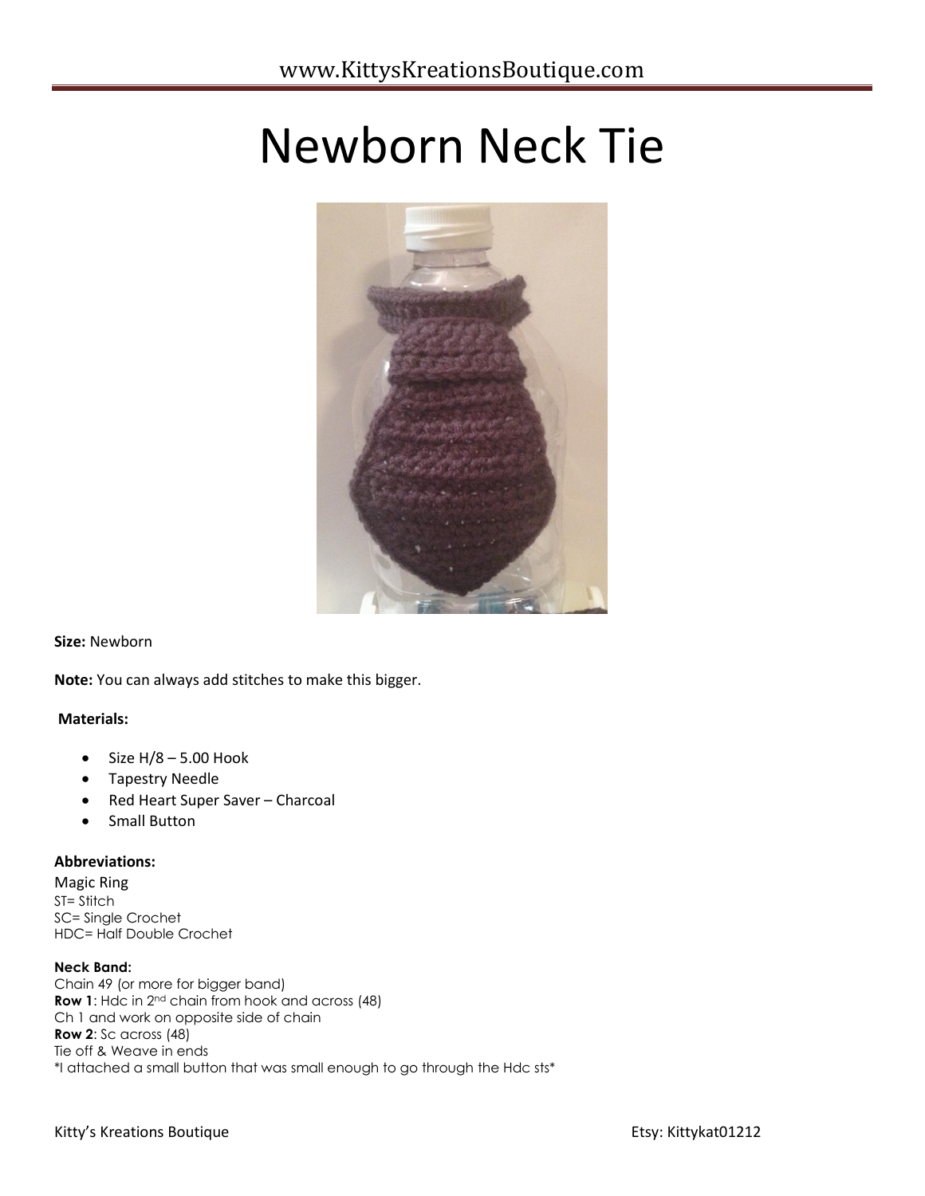# Newborn Neck Tie

**Size:** Newborn

**Note:** You can always add stitches to make this bigger.

**Materials:**

- Size H/8 – 5.00 Hook
- Tapestry Needle
- Red Heart Super Saver – Charcoal
- Small Button

**Abbreviations:**

Magic Ring
ST= Stitch
SC= Single Crochet
HDC= Half Double Crochet

**Neck Band:**

Chain 49 (or more for bigger band)
**Row 1**: Hdc in 2nd chain from hook and across (48)
Ch 1 and work on opposite side of chain
**Row 2**: Sc across (48)
Tie off & Weave in ends
*I attached a small button that was small enough to go through the Hdc sts*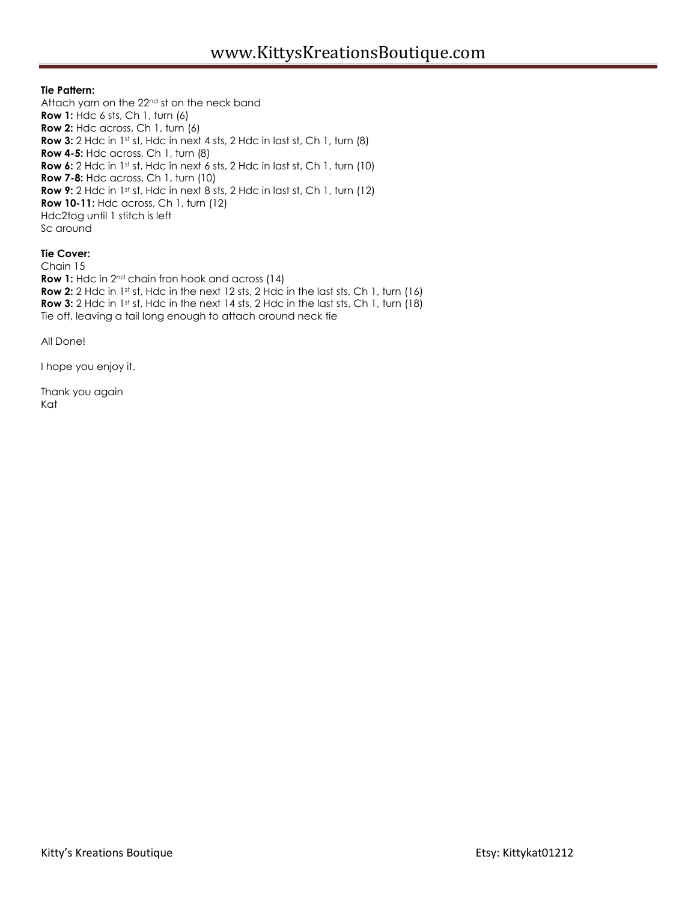**Tie Pattern:**

Attach yarn on the 22nd st on the neck band
**Row 1:** Hdc 6 sts, Ch 1, turn (6)
**Row 2:** Hdc across, Ch 1, turn (6)
**Row 3:** 2 Hdc in 1st st, Hdc in next 4 sts, 2 Hdc in last st, Ch 1, turn (8)
**Row 4-5:** Hdc across, Ch 1, turn (8)
**Row 6:** 2 Hdc in 1st st, Hdc in next 6 sts, 2 Hdc in last st, Ch 1, turn (10)
**Row 7-8:** Hdc across, Ch 1, turn (10)
**Row 9:** 2 Hdc in 1st st, Hdc in next 8 sts, 2 Hdc in last st, Ch 1, turn (12)
**Row 10-11:** Hdc across, Ch 1, turn (12)
Hdc2tog until 1 stitch is left
Sc around

**Tie Cover:**

Chain 15
**Row 1:** Hdc in 2nd chain fron hook and across (14)
**Row 2:** 2 Hdc in 1st st, Hdc in the next 12 sts, 2 Hdc in the last sts, Ch 1, turn (16)
**Row 3:** 2 Hdc in 1st st, Hdc in the next 14 sts, 2 Hdc in the last sts, Ch 1, turn (18)
Tie off, leaving a tail long enough to attach around neck tie

All Done!

I hope you enjoy it.

Thank you again
Kat